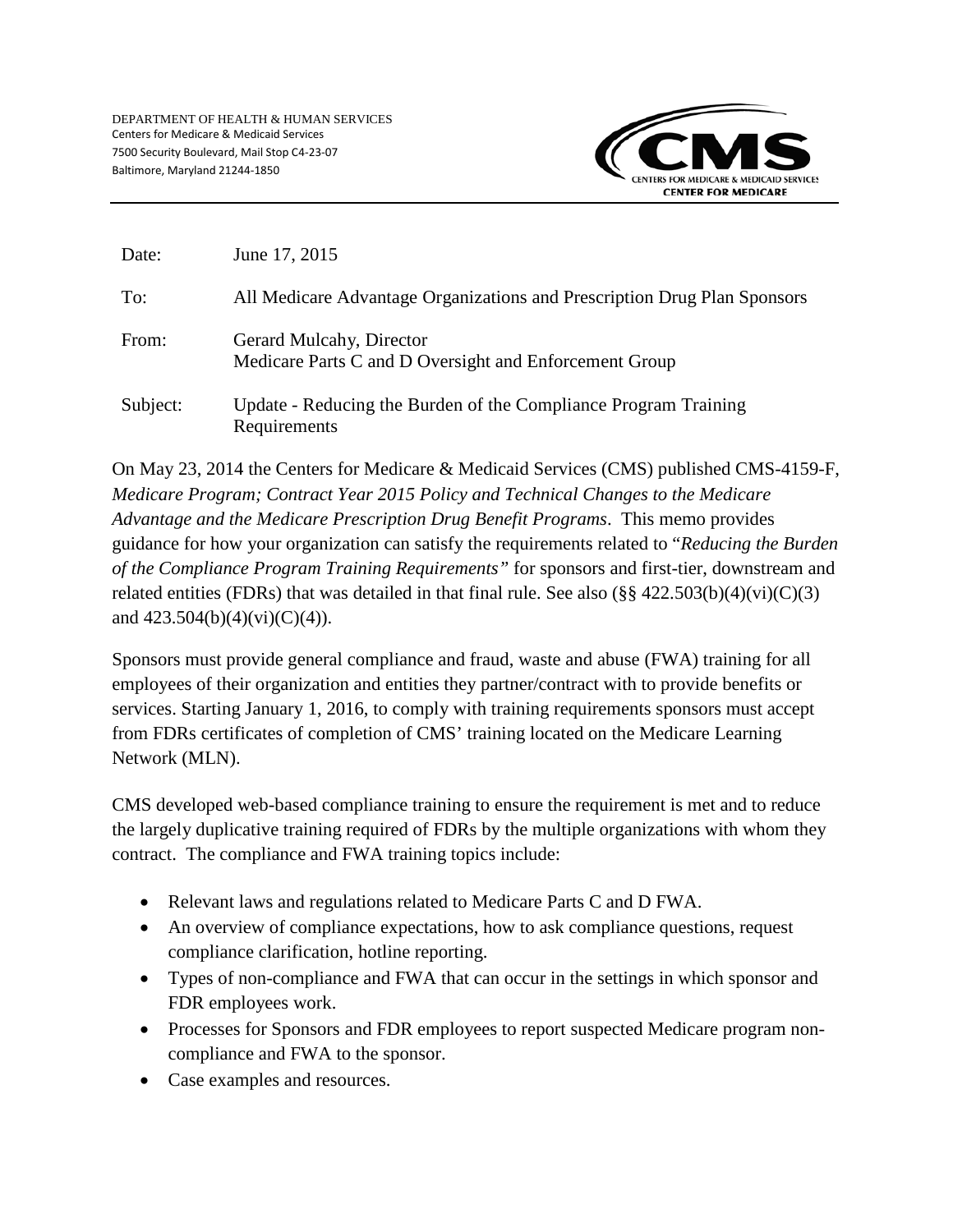DEPARTMENT OF HEALTH & HUMAN SERVICES
Centers for Medicare & Medicaid Services
7500 Security Boulevard, Mail Stop C4-23-07
Baltimore, Maryland 21244-1850

CMS
CENTERS FOR MEDICARE & MEDICAID SERVICES
CENTER FOR MEDICARE

| | |
|---|---|
| Date: | June 17, 2015 |
| To: | All Medicare Advantage Organizations and Prescription Drug Plan Sponsors |
| From: | Gerard Mulcahy, Director<br>Medicare Parts C and D Oversight and Enforcement Group |
| Subject: | Update - Reducing the Burden of the Compliance Program Training Requirements |

On May 23, 2014 the Centers for Medicare & Medicaid Services (CMS) published CMS-4159-F, *Medicare Program; Contract Year 2015 Policy and Technical Changes to the Medicare Advantage and the Medicare Prescription Drug Benefit Programs*. This memo provides guidance for how your organization can satisfy the requirements related to "*Reducing the Burden of the Compliance Program Training Requirements"* for sponsors and first-tier, downstream and related entities (FDRs) that was detailed in that final rule. See also (§§ 422.503(b)(4)(vi)(C)(3) and 423.504(b)(4)(vi)(C)(4)).

Sponsors must provide general compliance and fraud, waste and abuse (FWA) training for all employees of their organization and entities they partner/contract with to provide benefits or services. Starting January 1, 2016, to comply with training requirements sponsors must accept from FDRs certificates of completion of CMS' training located on the Medicare Learning Network (MLN).

CMS developed web-based compliance training to ensure the requirement is met and to reduce the largely duplicative training required of FDRs by the multiple organizations with whom they contract. The compliance and FWA training topics include:

- Relevant laws and regulations related to Medicare Parts C and D FWA.
- An overview of compliance expectations, how to ask compliance questions, request compliance clarification, hotline reporting.
- Types of non-compliance and FWA that can occur in the settings in which sponsor and FDR employees work.
- Processes for Sponsors and FDR employees to report suspected Medicare program non-compliance and FWA to the sponsor.
- Case examples and resources.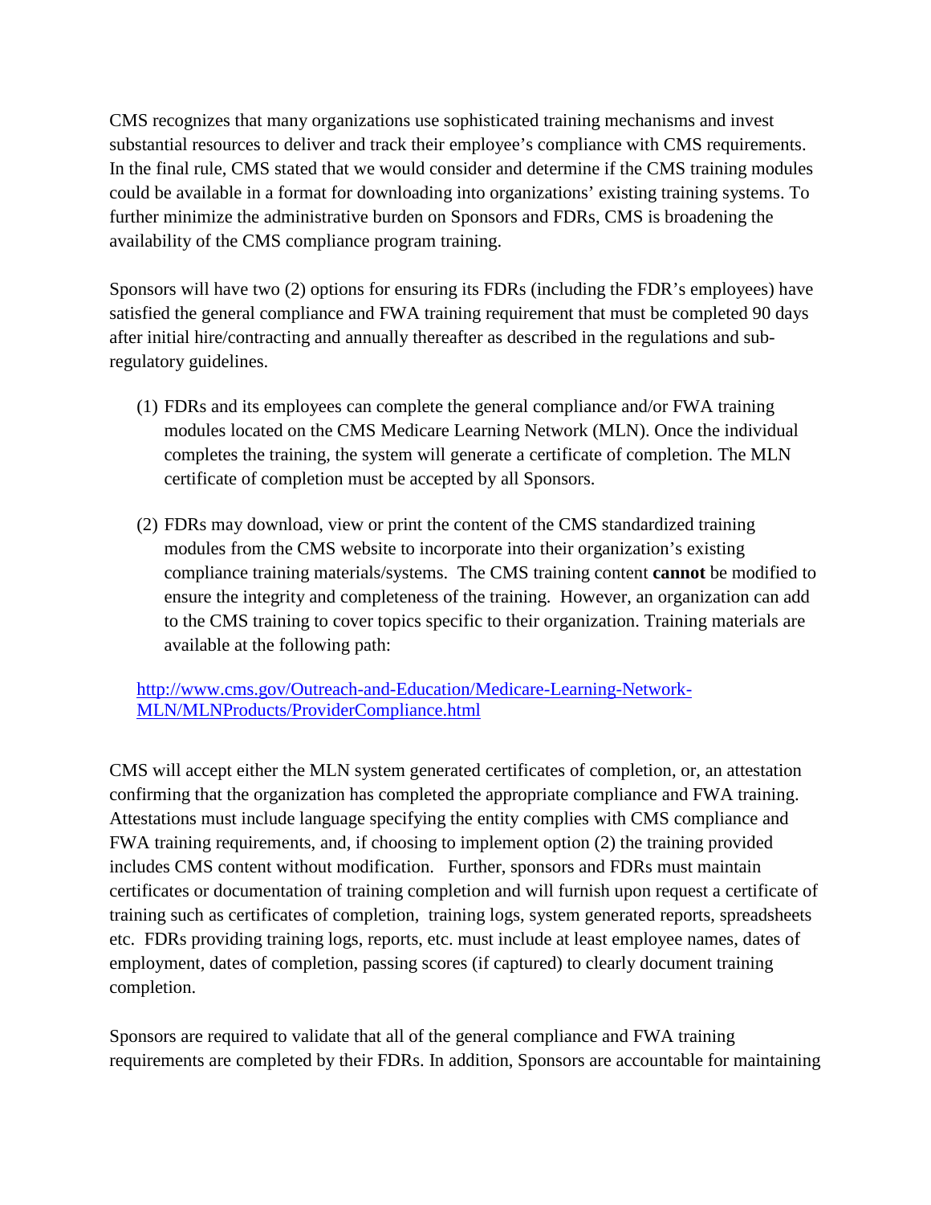CMS recognizes that many organizations use sophisticated training mechanisms and invest substantial resources to deliver and track their employee's compliance with CMS requirements. In the final rule, CMS stated that we would consider and determine if the CMS training modules could be available in a format for downloading into organizations' existing training systems. To further minimize the administrative burden on Sponsors and FDRs, CMS is broadening the availability of the CMS compliance program training.

Sponsors will have two (2) options for ensuring its FDRs (including the FDR's employees) have satisfied the general compliance and FWA training requirement that must be completed 90 days after initial hire/contracting and annually thereafter as described in the regulations and sub-regulatory guidelines.

(1) FDRs and its employees can complete the general compliance and/or FWA training modules located on the CMS Medicare Learning Network (MLN). Once the individual completes the training, the system will generate a certificate of completion. The MLN certificate of completion must be accepted by all Sponsors.

(2) FDRs may download, view or print the content of the CMS standardized training modules from the CMS website to incorporate into their organization's existing compliance training materials/systems. The CMS training content **cannot** be modified to ensure the integrity and completeness of the training. However, an organization can add to the CMS training to cover topics specific to their organization. Training materials are available at the following path:

[http://www.cms.gov/Outreach-and-Education/Medicare-Learning-Network-MLN/MLNProducts/ProviderCompliance.html](http://www.cms.gov/Outreach-and-Education/Medicare-Learning-Network-MLN/MLNProducts/ProviderCompliance.html)

CMS will accept either the MLN system generated certificates of completion, or, an attestation confirming that the organization has completed the appropriate compliance and FWA training. Attestations must include language specifying the entity complies with CMS compliance and FWA training requirements, and, if choosing to implement option (2) the training provided includes CMS content without modification. Further, sponsors and FDRs must maintain certificates or documentation of training completion and will furnish upon request a certificate of training such as certificates of completion, training logs, system generated reports, spreadsheets etc. FDRs providing training logs, reports, etc. must include at least employee names, dates of employment, dates of completion, passing scores (if captured) to clearly document training completion.

Sponsors are required to validate that all of the general compliance and FWA training requirements are completed by their FDRs. In addition, Sponsors are accountable for maintaining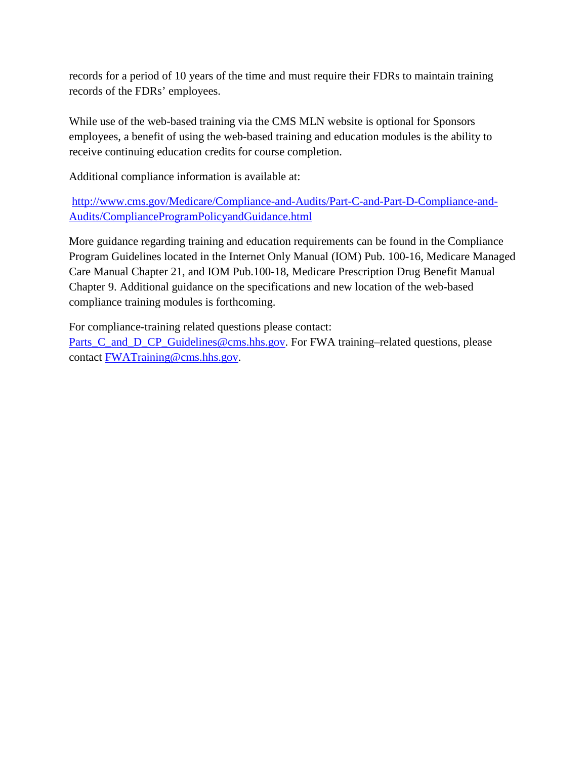records for a period of 10 years of the time and must require their FDRs to maintain training records of the FDRs' employees.

While use of the web-based training via the CMS MLN website is optional for Sponsors employees, a benefit of using the web-based training and education modules is the ability to receive continuing education credits for course completion.

Additional compliance information is available at:

[http://www.cms.gov/Medicare/Compliance-and-Audits/Part-C-and-Part-D-Compliance-and-Audits/ComplianceProgramPolicyandGuidance.html](http://www.cms.gov/Medicare/Compliance-and-Audits/Part-C-and-Part-D-Compliance-and-Audits/ComplianceProgramPolicyandGuidance.html)

More guidance regarding training and education requirements can be found in the Compliance Program Guidelines located in the Internet Only Manual (IOM) Pub. 100-16, Medicare Managed Care Manual Chapter 21, and IOM Pub.100-18, Medicare Prescription Drug Benefit Manual Chapter 9. Additional guidance on the specifications and new location of the web-based compliance training modules is forthcoming.

For compliance-training related questions please contact: [Parts_C_and_D_CP_Guidelines@cms.hhs.gov](mailto:Parts_C_and_D_CP_Guidelines@cms.hhs.gov). For FWA training–related questions, please contact [FWATraining@cms.hhs.gov](mailto:FWATraining@cms.hhs.gov).